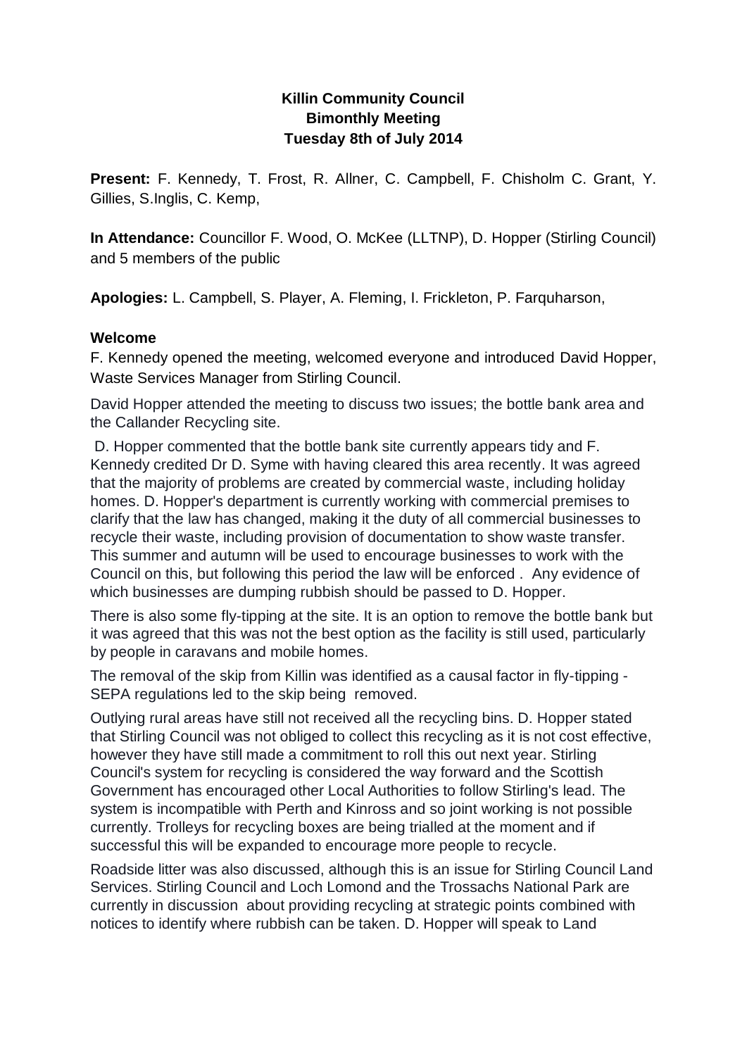**Killin Community Council**
**Bimonthly Meeting**
**Tuesday 8th of July 2014**

**Present:** F. Kennedy, T. Frost, R. Allner, C. Campbell, F. Chisholm C. Grant, Y. Gillies, S.Inglis, C. Kemp,

**In Attendance:** Councillor F. Wood, O. McKee (LLTNP), D. Hopper (Stirling Council) and 5 members of the public

**Apologies:** L. Campbell, S. Player, A. Fleming, I. Frickleton, P. Farquharson,

**Welcome**

F. Kennedy opened the meeting, welcomed everyone and introduced David Hopper, Waste Services Manager from Stirling Council.

David Hopper attended the meeting to discuss two issues; the bottle bank area and the Callander Recycling site.

D. Hopper commented that the bottle bank site currently appears tidy and F. Kennedy credited Dr D. Syme with having cleared this area recently. It was agreed that the majority of problems are created by commercial waste, including holiday homes. D. Hopper's department is currently working with commercial premises to clarify that the law has changed, making it the duty of all commercial businesses to recycle their waste, including provision of documentation to show waste transfer. This summer and autumn will be used to encourage businesses to work with the Council on this, but following this period the law will be enforced . Any evidence of which businesses are dumping rubbish should be passed to D. Hopper.

There is also some fly-tipping at the site. It is an option to remove the bottle bank but it was agreed that this was not the best option as the facility is still used, particularly by people in caravans and mobile homes.

The removal of the skip from Killin was identified as a causal factor in fly-tipping - SEPA regulations led to the skip being removed.

Outlying rural areas have still not received all the recycling bins. D. Hopper stated that Stirling Council was not obliged to collect this recycling as it is not cost effective, however they have still made a commitment to roll this out next year. Stirling Council's system for recycling is considered the way forward and the Scottish Government has encouraged other Local Authorities to follow Stirling's lead. The system is incompatible with Perth and Kinross and so joint working is not possible currently. Trolleys for recycling boxes are being trialled at the moment and if successful this will be expanded to encourage more people to recycle.

Roadside litter was also discussed, although this is an issue for Stirling Council Land Services. Stirling Council and Loch Lomond and the Trossachs National Park are currently in discussion about providing recycling at strategic points combined with notices to identify where rubbish can be taken. D. Hopper will speak to Land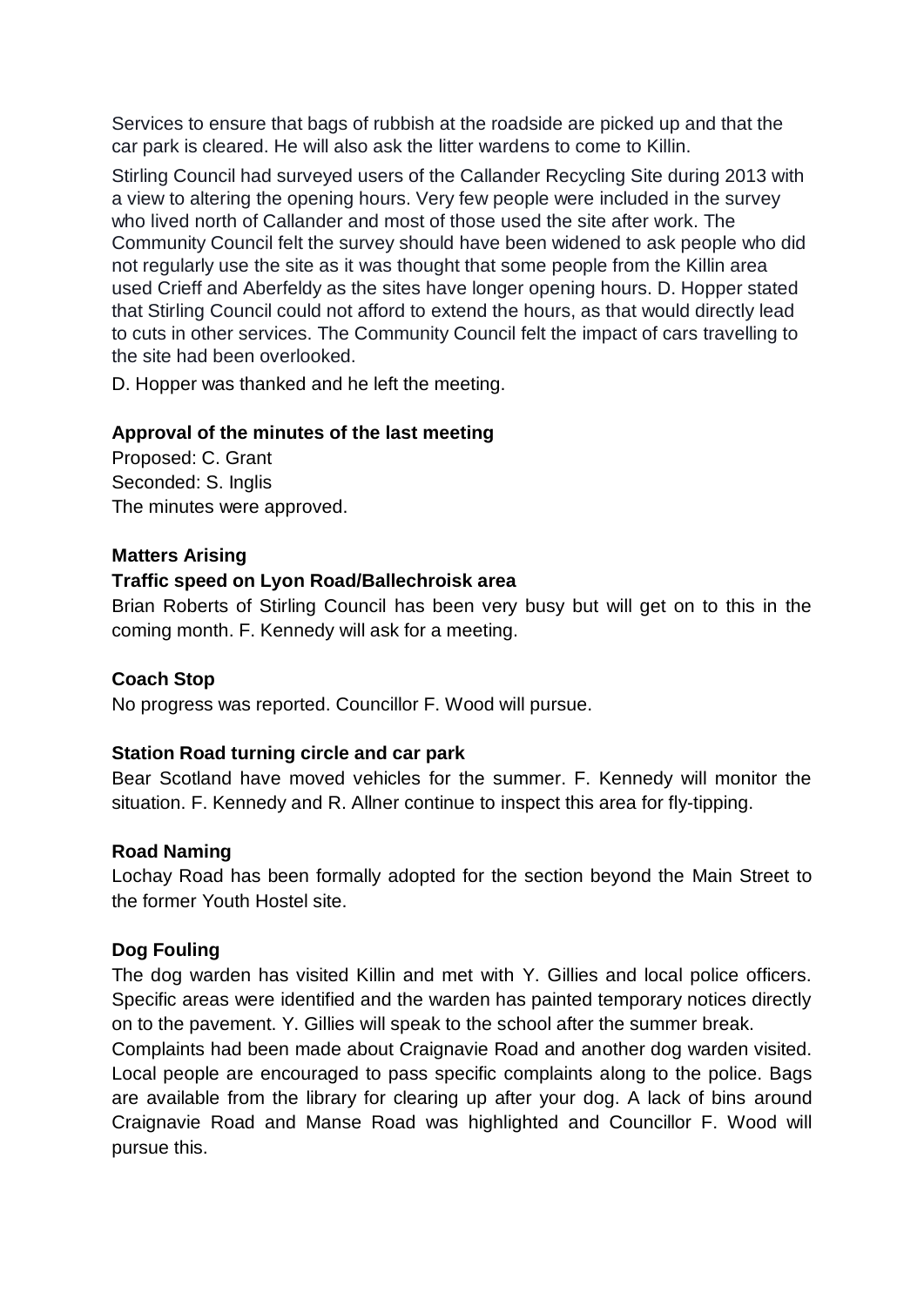Services to ensure that bags of rubbish at the roadside are picked up and that the car park is cleared. He will also ask the litter wardens to come to Killin.

Stirling Council had surveyed users of the Callander Recycling Site during 2013 with a view to altering the opening hours. Very few people were included in the survey who lived north of Callander and most of those used the site after work. The Community Council felt the survey should have been widened to ask people who did not regularly use the site as it was thought that some people from the Killin area used Crieff and Aberfeldy as the sites have longer opening hours. D. Hopper stated that Stirling Council could not afford to extend the hours, as that would directly lead to cuts in other services. The Community Council felt the impact of cars travelling to the site had been overlooked.

D. Hopper was thanked and he left the meeting.

**Approval of the minutes of the last meeting**

Proposed: C. Grant
Seconded: S. Inglis
The minutes were approved.

**Matters Arising**

**Traffic speed on Lyon Road/Ballechroisk area**

Brian Roberts of Stirling Council has been very busy but will get on to this in the coming month. F. Kennedy will ask for a meeting.

**Coach Stop**

No progress was reported. Councillor F. Wood will pursue.

**Station Road turning circle and car park**

Bear Scotland have moved vehicles for the summer. F. Kennedy will monitor the situation. F. Kennedy and R. Allner continue to inspect this area for fly-tipping.

**Road Naming**

Lochay Road has been formally adopted for the section beyond the Main Street to the former Youth Hostel site.

**Dog Fouling**

The dog warden has visited Killin and met with Y. Gillies and local police officers. Specific areas were identified and the warden has painted temporary notices directly on to the pavement. Y. Gillies will speak to the school after the summer break.

Complaints had been made about Craignavie Road and another dog warden visited. Local people are encouraged to pass specific complaints along to the police. Bags are available from the library for clearing up after your dog. A lack of bins around Craignavie Road and Manse Road was highlighted and Councillor F. Wood will pursue this.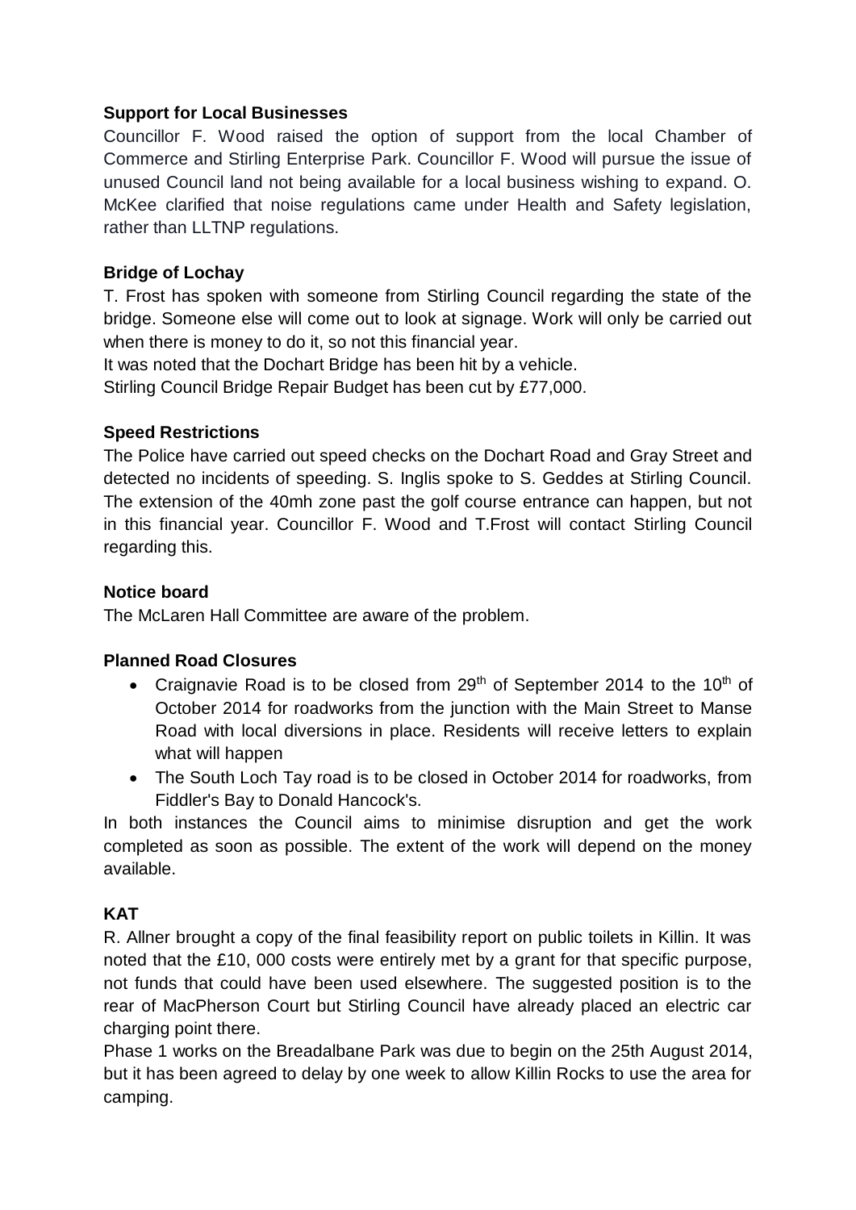**Support for Local Businesses**

Councillor F. Wood raised the option of support from the local Chamber of Commerce and Stirling Enterprise Park. Councillor F. Wood will pursue the issue of unused Council land not being available for a local business wishing to expand. O. McKee clarified that noise regulations came under Health and Safety legislation, rather than LLTNP regulations.

**Bridge of Lochay**

T. Frost has spoken with someone from Stirling Council regarding the state of the bridge. Someone else will come out to look at signage. Work will only be carried out when there is money to do it, so not this financial year.

It was noted that the Dochart Bridge has been hit by a vehicle.

Stirling Council Bridge Repair Budget has been cut by £77,000.

**Speed Restrictions**

The Police have carried out speed checks on the Dochart Road and Gray Street and detected no incidents of speeding. S. Inglis spoke to S. Geddes at Stirling Council. The extension of the 40mh zone past the golf course entrance can happen, but not in this financial year. Councillor F. Wood and T.Frost will contact Stirling Council regarding this.

**Notice board**

The McLaren Hall Committee are aware of the problem.

**Planned Road Closures**

- Craignavie Road is to be closed from 29th of September 2014 to the 10th of October 2014 for roadworks from the junction with the Main Street to Manse Road with local diversions in place. Residents will receive letters to explain what will happen
- The South Loch Tay road is to be closed in October 2014 for roadworks, from Fiddler's Bay to Donald Hancock's.

In both instances the Council aims to minimise disruption and get the work completed as soon as possible. The extent of the work will depend on the money available.

**KAT**

R. Allner brought a copy of the final feasibility report on public toilets in Killin. It was noted that the £10, 000 costs were entirely met by a grant for that specific purpose, not funds that could have been used elsewhere. The suggested position is to the rear of MacPherson Court but Stirling Council have already placed an electric car charging point there.

Phase 1 works on the Breadalbane Park was due to begin on the 25th August 2014, but it has been agreed to delay by one week to allow Killin Rocks to use the area for camping.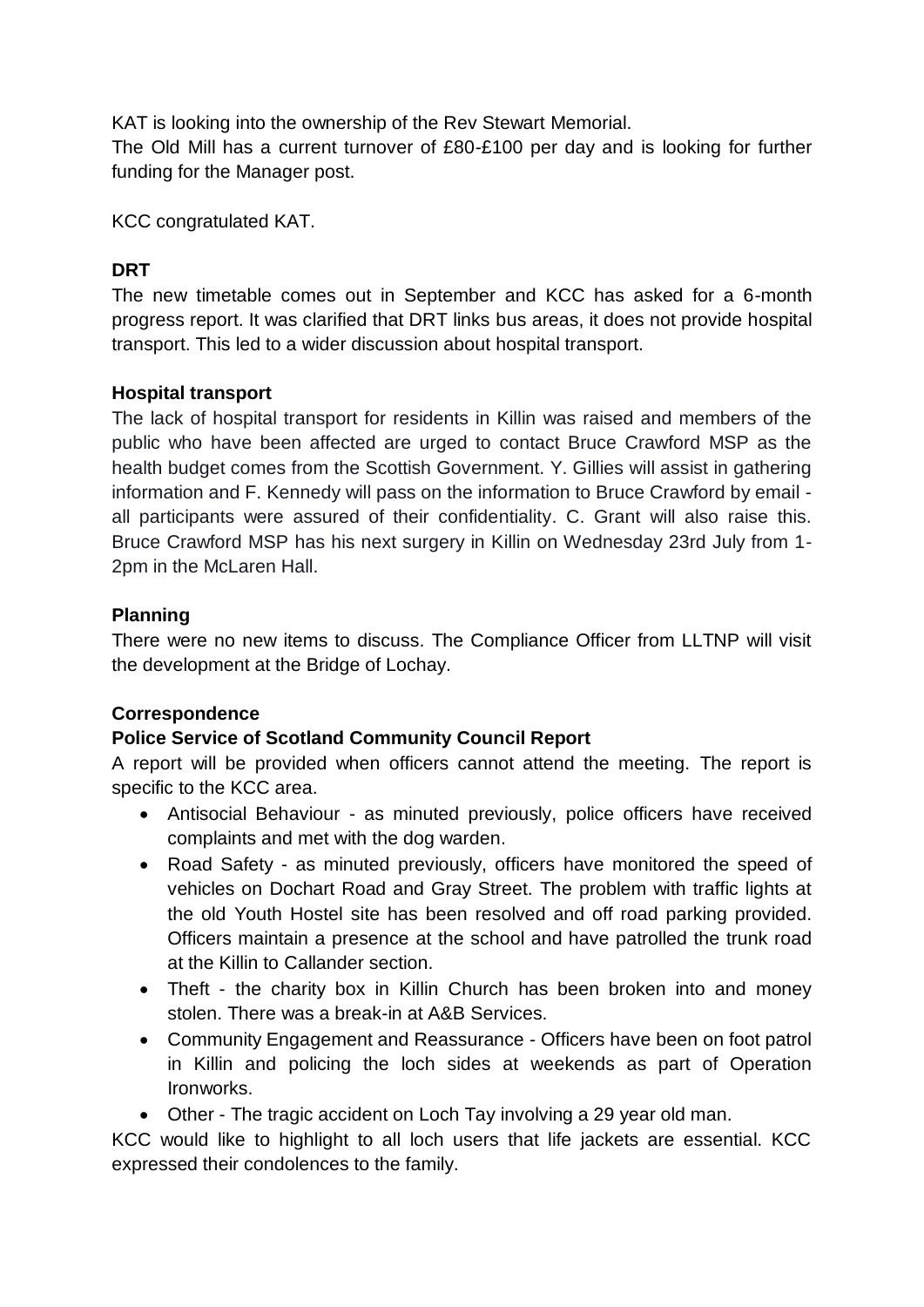KAT is looking into the ownership of the Rev Stewart Memorial.

The Old Mill has a current turnover of £80-£100 per day and is looking for further funding for the Manager post.

KCC congratulated KAT.

**DRT**

The new timetable comes out in September and KCC has asked for a 6-month progress report. It was clarified that DRT links bus areas, it does not provide hospital transport. This led to a wider discussion about hospital transport.

**Hospital transport**

The lack of hospital transport for residents in Killin was raised and members of the public who have been affected are urged to contact Bruce Crawford MSP as the health budget comes from the Scottish Government. Y. Gillies will assist in gathering information and F. Kennedy will pass on the information to Bruce Crawford by email - all participants were assured of their confidentiality. C. Grant will also raise this. Bruce Crawford MSP has his next surgery in Killin on Wednesday 23rd July from 1-2pm in the McLaren Hall.

**Planning**

There were no new items to discuss. The Compliance Officer from LLTNP will visit the development at the Bridge of Lochay.

**Correspondence**

**Police Service of Scotland Community Council Report**

A report will be provided when officers cannot attend the meeting. The report is specific to the KCC area.

- Antisocial Behaviour - as minuted previously, police officers have received complaints and met with the dog warden.
- Road Safety - as minuted previously, officers have monitored the speed of vehicles on Dochart Road and Gray Street. The problem with traffic lights at the old Youth Hostel site has been resolved and off road parking provided. Officers maintain a presence at the school and have patrolled the trunk road at the Killin to Callander section.
- Theft - the charity box in Killin Church has been broken into and money stolen. There was a break-in at A&B Services.
- Community Engagement and Reassurance - Officers have been on foot patrol in Killin and policing the loch sides at weekends as part of Operation Ironworks.
- Other - The tragic accident on Loch Tay involving a 29 year old man.

KCC would like to highlight to all loch users that life jackets are essential. KCC expressed their condolences to the family.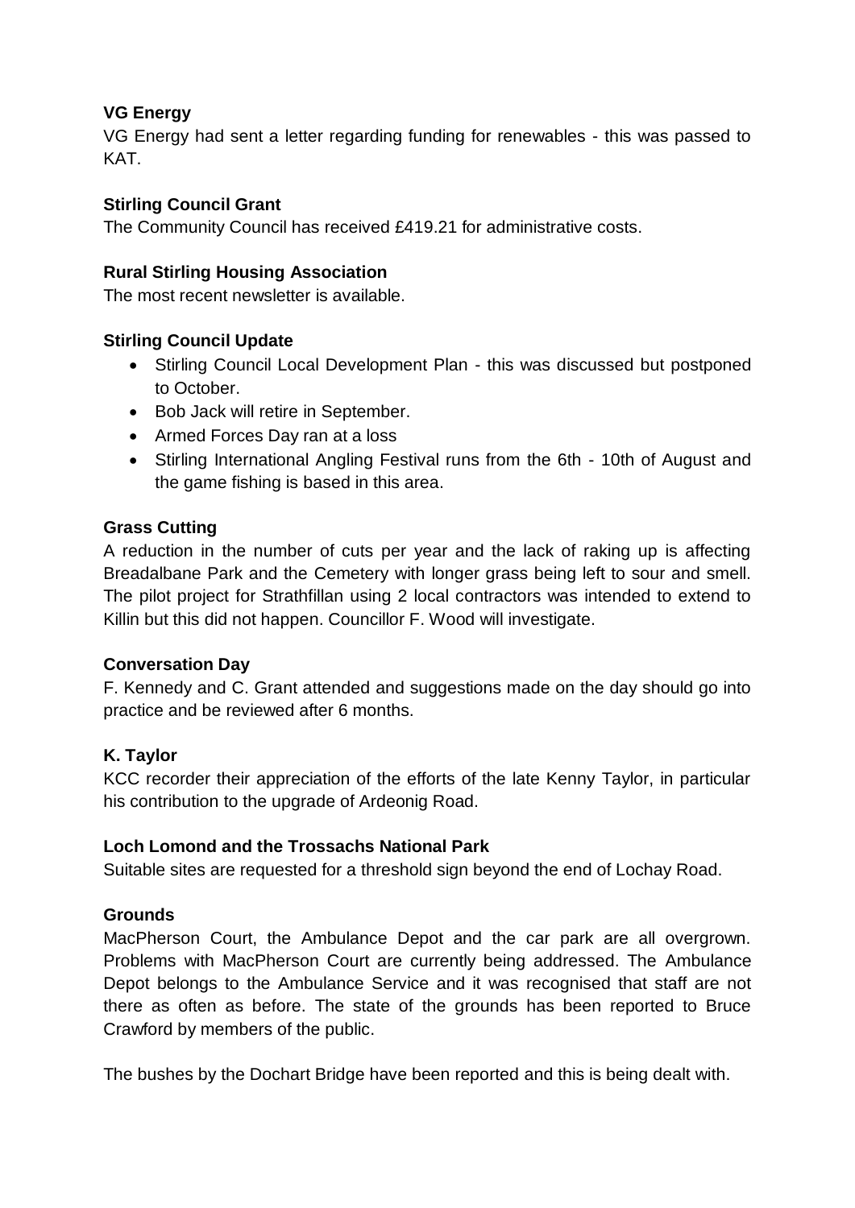**VG Energy**

VG Energy had sent a letter regarding funding for renewables - this was passed to KAT.

**Stirling Council Grant**

The Community Council has received £419.21 for administrative costs.

**Rural Stirling Housing Association**

The most recent newsletter is available.

**Stirling Council Update**

- Stirling Council Local Development Plan - this was discussed but postponed to October.
- Bob Jack will retire in September.
- Armed Forces Day ran at a loss
- Stirling International Angling Festival runs from the 6th - 10th of August and the game fishing is based in this area.

**Grass Cutting**

A reduction in the number of cuts per year and the lack of raking up is affecting Breadalbane Park and the Cemetery with longer grass being left to sour and smell. The pilot project for Strathfillan using 2 local contractors was intended to extend to Killin but this did not happen. Councillor F. Wood will investigate.

**Conversation Day**

F. Kennedy and C. Grant attended and suggestions made on the day should go into practice and be reviewed after 6 months.

**K. Taylor**

KCC recorder their appreciation of the efforts of the late Kenny Taylor, in particular his contribution to the upgrade of Ardeonig Road.

**Loch Lomond and the Trossachs National Park**

Suitable sites are requested for a threshold sign beyond the end of Lochay Road.

**Grounds**

MacPherson Court, the Ambulance Depot and the car park are all overgrown. Problems with MacPherson Court are currently being addressed. The Ambulance Depot belongs to the Ambulance Service and it was recognised that staff are not there as often as before. The state of the grounds has been reported to Bruce Crawford by members of the public.

The bushes by the Dochart Bridge have been reported and this is being dealt with.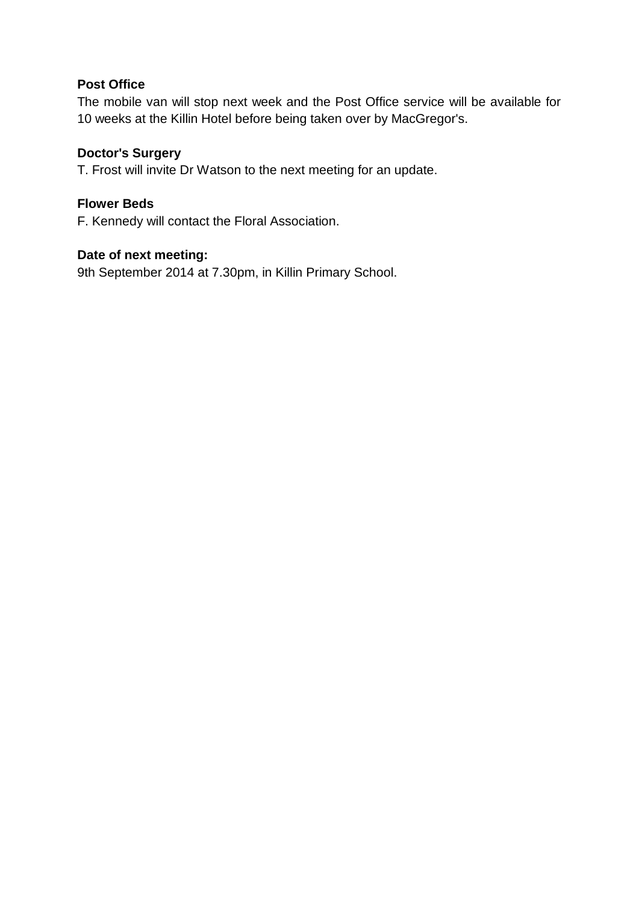**Post Office**

The mobile van will stop next week and the Post Office service will be available for 10 weeks at the Killin Hotel before being taken over by MacGregor's.

**Doctor's Surgery**

T. Frost will invite Dr Watson to the next meeting for an update.

**Flower Beds**

F. Kennedy will contact the Floral Association.

**Date of next meeting:**

9th September 2014 at 7.30pm, in Killin Primary School.